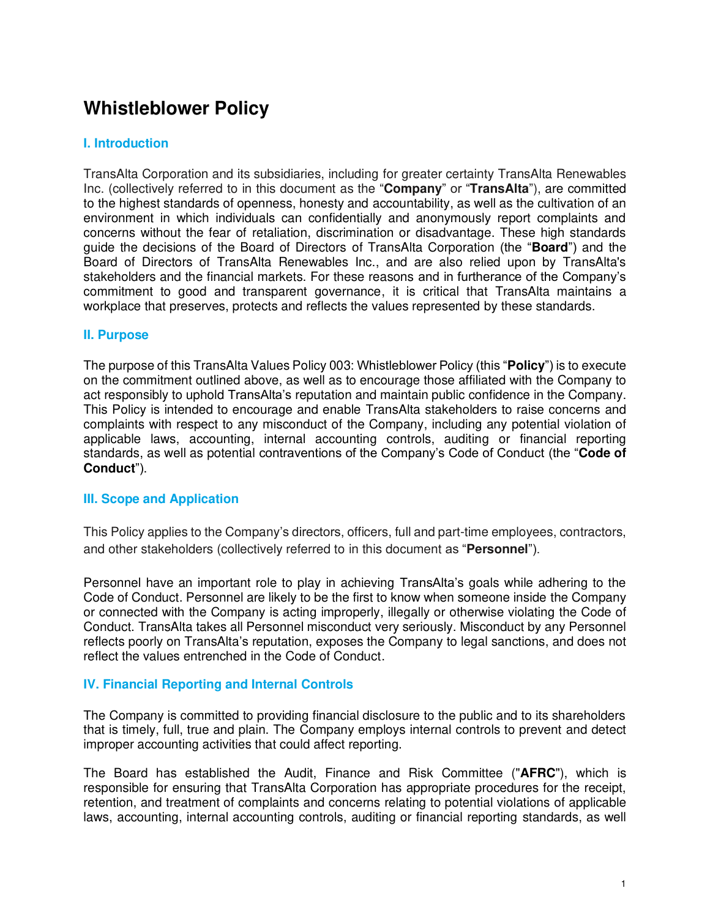# Whistleblower Policy

## I. Introduction

TransAlta Corporation and its subsidiaries, including for greater certainty TransAlta Renewables Inc. (collectively referred to in this document as the "**Company**" or "**TransAlta**"), are committed to the highest standards of openness, honesty and accountability, as well as the cultivation of an environment in which individuals can confidentially and anonymously report complaints and concerns without the fear of retaliation, discrimination or disadvantage. These high standards guide the decisions of the Board of Directors of TransAlta Corporation (the "**Board**") and the Board of Directors of TransAlta Renewables Inc., and are also relied upon by TransAlta's stakeholders and the financial markets. For these reasons and in furtherance of the Company's commitment to good and transparent governance, it is critical that TransAlta maintains a workplace that preserves, protects and reflects the values represented by these standards.

## II. Purpose

The purpose of this TransAlta Values Policy 003: Whistleblower Policy (this "**Policy**") is to execute on the commitment outlined above, as well as to encourage those affiliated with the Company to act responsibly to uphold TransAlta's reputation and maintain public confidence in the Company. This Policy is intended to encourage and enable TransAlta stakeholders to raise concerns and complaints with respect to any misconduct of the Company, including any potential violation of applicable laws, accounting, internal accounting controls, auditing or financial reporting standards, as well as potential contraventions of the Company's Code of Conduct (the "**Code of Conduct**").

## III. Scope and Application

This Policy applies to the Company's directors, officers, full and part-time employees, contractors, and other stakeholders (collectively referred to in this document as "**Personnel**").

Personnel have an important role to play in achieving TransAlta's goals while adhering to the Code of Conduct. Personnel are likely to be the first to know when someone inside the Company or connected with the Company is acting improperly, illegally or otherwise violating the Code of Conduct. TransAlta takes all Personnel misconduct very seriously. Misconduct by any Personnel reflects poorly on TransAlta's reputation, exposes the Company to legal sanctions, and does not reflect the values entrenched in the Code of Conduct.

## IV. Financial Reporting and Internal Controls

The Company is committed to providing financial disclosure to the public and to its shareholders that is timely, full, true and plain. The Company employs internal controls to prevent and detect improper accounting activities that could affect reporting.

The Board has established the Audit, Finance and Risk Committee ("**AFRC**"), which is responsible for ensuring that TransAlta Corporation has appropriate procedures for the receipt, retention, and treatment of complaints and concerns relating to potential violations of applicable laws, accounting, internal accounting controls, auditing or financial reporting standards, as well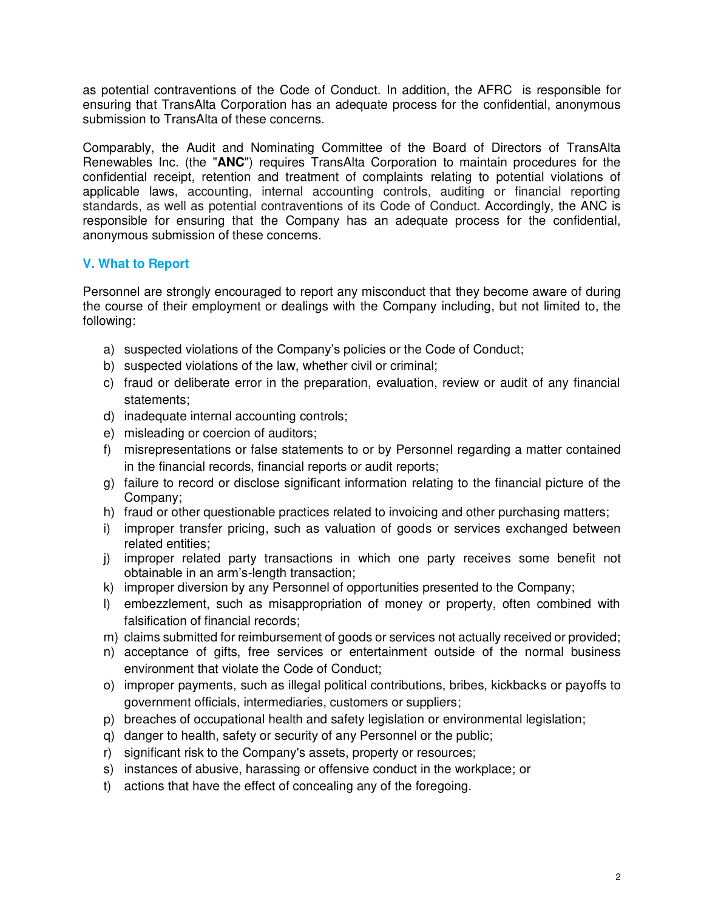as potential contraventions of the Code of Conduct. In addition, the AFRC is responsible for ensuring that TransAlta Corporation has an adequate process for the confidential, anonymous submission to TransAlta of these concerns.

Comparably, the Audit and Nominating Committee of the Board of Directors of TransAlta Renewables Inc. (the "**ANC**") requires TransAlta Corporation to maintain procedures for the confidential receipt, retention and treatment of complaints relating to potential violations of applicable laws, accounting, internal accounting controls, auditing or financial reporting standards, as well as potential contraventions of its Code of Conduct. Accordingly, the ANC is responsible for ensuring that the Company has an adequate process for the confidential, anonymous submission of these concerns.

## V. What to Report

Personnel are strongly encouraged to report any misconduct that they become aware of during the course of their employment or dealings with the Company including, but not limited to, the following:

a) suspected violations of the Company's policies or the Code of Conduct;
b) suspected violations of the law, whether civil or criminal;
c) fraud or deliberate error in the preparation, evaluation, review or audit of any financial statements;
d) inadequate internal accounting controls;
e) misleading or coercion of auditors;
f) misrepresentations or false statements to or by Personnel regarding a matter contained in the financial records, financial reports or audit reports;
g) failure to record or disclose significant information relating to the financial picture of the Company;
h) fraud or other questionable practices related to invoicing and other purchasing matters;
i) improper transfer pricing, such as valuation of goods or services exchanged between related entities;
j) improper related party transactions in which one party receives some benefit not obtainable in an arm's-length transaction;
k) improper diversion by any Personnel of opportunities presented to the Company;
l) embezzlement, such as misappropriation of money or property, often combined with falsification of financial records;
m) claims submitted for reimbursement of goods or services not actually received or provided;
n) acceptance of gifts, free services or entertainment outside of the normal business environment that violate the Code of Conduct;
o) improper payments, such as illegal political contributions, bribes, kickbacks or payoffs to government officials, intermediaries, customers or suppliers;
p) breaches of occupational health and safety legislation or environmental legislation;
q) danger to health, safety or security of any Personnel or the public;
r) significant risk to the Company's assets, property or resources;
s) instances of abusive, harassing or offensive conduct in the workplace; or
t) actions that have the effect of concealing any of the foregoing.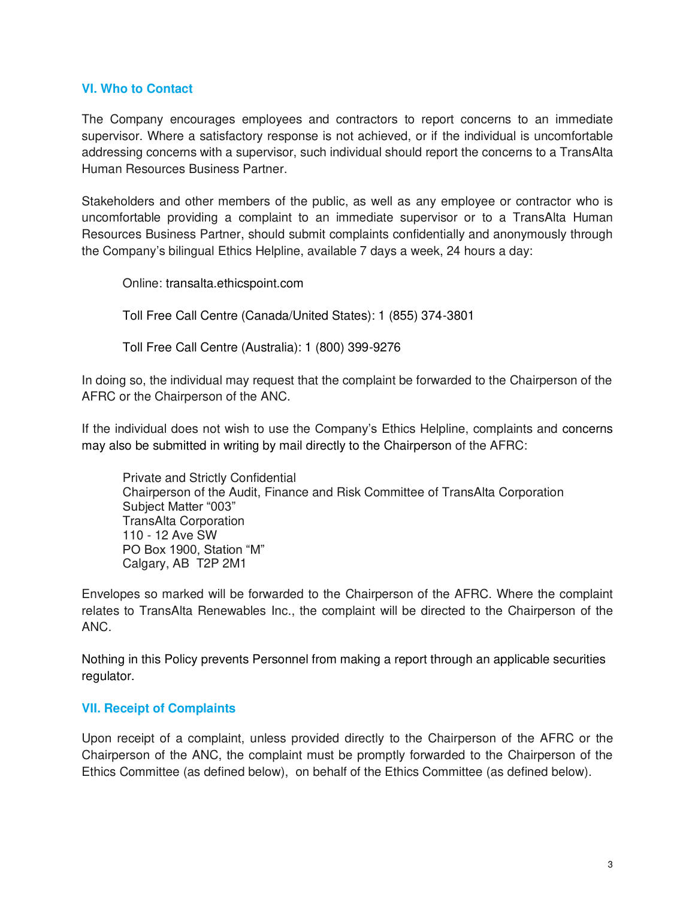## VI. Who to Contact

The Company encourages employees and contractors to report concerns to an immediate supervisor. Where a satisfactory response is not achieved, or if the individual is uncomfortable addressing concerns with a supervisor, such individual should report the concerns to a TransAlta Human Resources Business Partner.

Stakeholders and other members of the public, as well as any employee or contractor who is uncomfortable providing a complaint to an immediate supervisor or to a TransAlta Human Resources Business Partner, should submit complaints confidentially and anonymously through the Company's bilingual Ethics Helpline, available 7 days a week, 24 hours a day:

> Online: transalta.ethicspoint.com
>
> Toll Free Call Centre (Canada/United States): 1 (855) 374-3801
>
> Toll Free Call Centre (Australia): 1 (800) 399-9276

In doing so, the individual may request that the complaint be forwarded to the Chairperson of the AFRC or the Chairperson of the ANC.

If the individual does not wish to use the Company's Ethics Helpline, complaints and concerns may also be submitted in writing by mail directly to the Chairperson of the AFRC:

> Private and Strictly Confidential
> Chairperson of the Audit, Finance and Risk Committee of TransAlta Corporation
> Subject Matter "003"
> TransAlta Corporation
> 110 - 12 Ave SW
> PO Box 1900, Station "M"
> Calgary, AB T2P 2M1

Envelopes so marked will be forwarded to the Chairperson of the AFRC. Where the complaint relates to TransAlta Renewables Inc., the complaint will be directed to the Chairperson of the ANC.

Nothing in this Policy prevents Personnel from making a report through an applicable securities regulator.

## VII. Receipt of Complaints

Upon receipt of a complaint, unless provided directly to the Chairperson of the AFRC or the Chairperson of the ANC, the complaint must be promptly forwarded to the Chairperson of the Ethics Committee (as defined below), on behalf of the Ethics Committee (as defined below).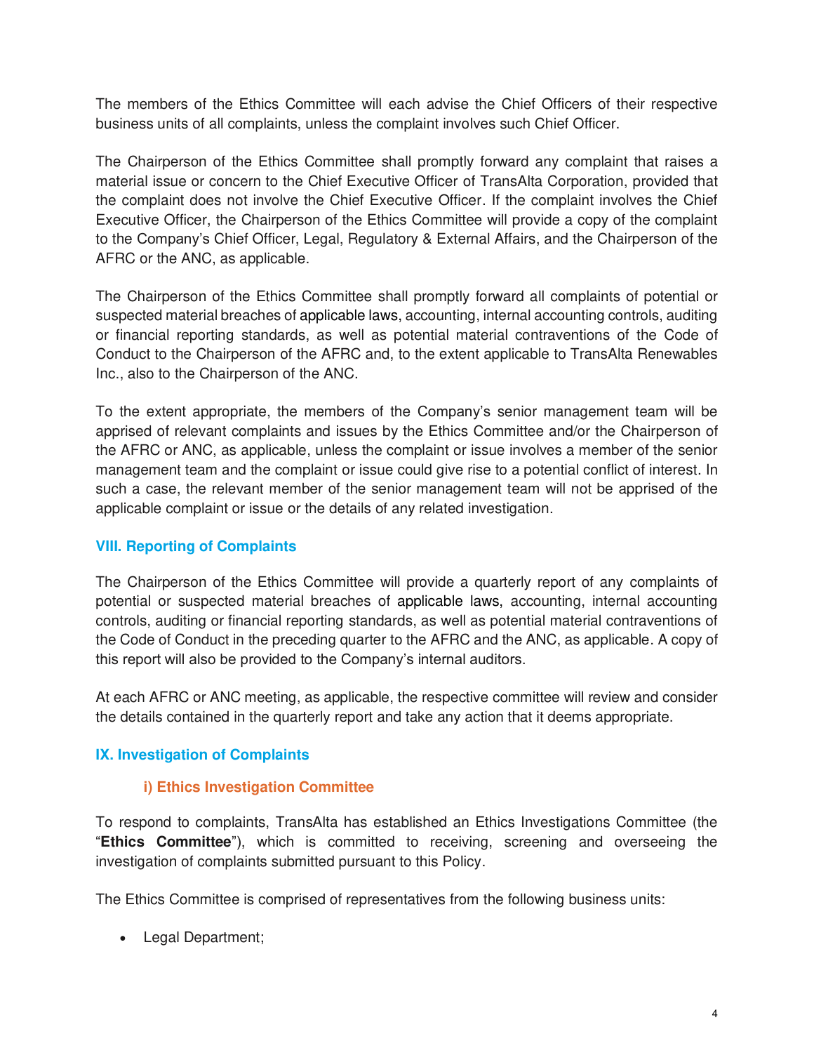The members of the Ethics Committee will each advise the Chief Officers of their respective business units of all complaints, unless the complaint involves such Chief Officer.

The Chairperson of the Ethics Committee shall promptly forward any complaint that raises a material issue or concern to the Chief Executive Officer of TransAlta Corporation, provided that the complaint does not involve the Chief Executive Officer. If the complaint involves the Chief Executive Officer, the Chairperson of the Ethics Committee will provide a copy of the complaint to the Company's Chief Officer, Legal, Regulatory & External Affairs, and the Chairperson of the AFRC or the ANC, as applicable.

The Chairperson of the Ethics Committee shall promptly forward all complaints of potential or suspected material breaches of applicable laws, accounting, internal accounting controls, auditing or financial reporting standards, as well as potential material contraventions of the Code of Conduct to the Chairperson of the AFRC and, to the extent applicable to TransAlta Renewables Inc., also to the Chairperson of the ANC.

To the extent appropriate, the members of the Company's senior management team will be apprised of relevant complaints and issues by the Ethics Committee and/or the Chairperson of the AFRC or ANC, as applicable, unless the complaint or issue involves a member of the senior management team and the complaint or issue could give rise to a potential conflict of interest. In such a case, the relevant member of the senior management team will not be apprised of the applicable complaint or issue or the details of any related investigation.

## VIII. Reporting of Complaints

The Chairperson of the Ethics Committee will provide a quarterly report of any complaints of potential or suspected material breaches of applicable laws, accounting, internal accounting controls, auditing or financial reporting standards, as well as potential material contraventions of the Code of Conduct in the preceding quarter to the AFRC and the ANC, as applicable. A copy of this report will also be provided to the Company's internal auditors.

At each AFRC or ANC meeting, as applicable, the respective committee will review and consider the details contained in the quarterly report and take any action that it deems appropriate.

## IX. Investigation of Complaints

### i) Ethics Investigation Committee

To respond to complaints, TransAlta has established an Ethics Investigations Committee (the "**Ethics Committee**"), which is committed to receiving, screening and overseeing the investigation of complaints submitted pursuant to this Policy.

The Ethics Committee is comprised of representatives from the following business units:

- Legal Department;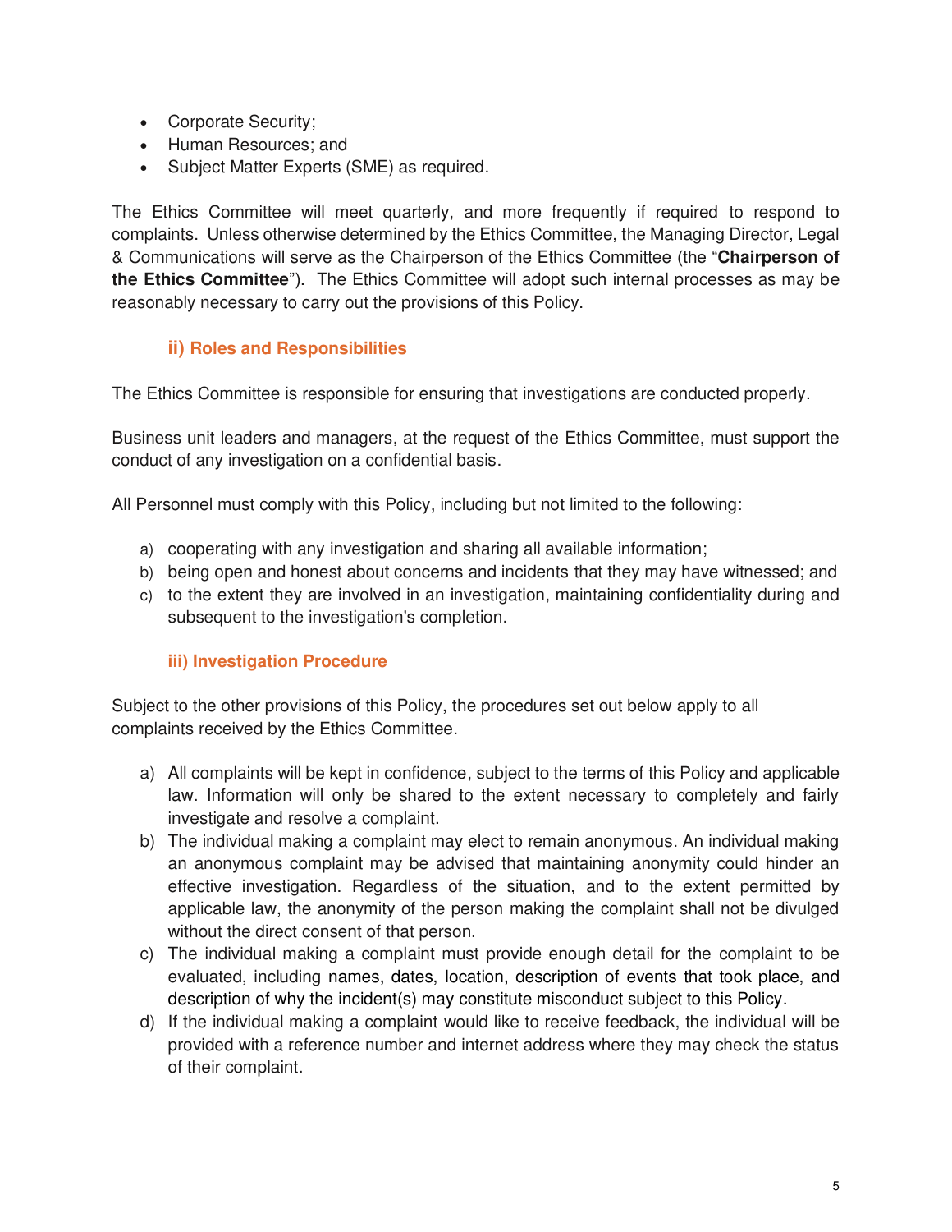- Corporate Security;
- Human Resources; and
- Subject Matter Experts (SME) as required.

The Ethics Committee will meet quarterly, and more frequently if required to respond to complaints. Unless otherwise determined by the Ethics Committee, the Managing Director, Legal & Communications will serve as the Chairperson of the Ethics Committee (the "**Chairperson of the Ethics Committee**"). The Ethics Committee will adopt such internal processes as may be reasonably necessary to carry out the provisions of this Policy.

### ii) Roles and Responsibilities

The Ethics Committee is responsible for ensuring that investigations are conducted properly.

Business unit leaders and managers, at the request of the Ethics Committee, must support the conduct of any investigation on a confidential basis.

All Personnel must comply with this Policy, including but not limited to the following:

a) cooperating with any investigation and sharing all available information;
b) being open and honest about concerns and incidents that they may have witnessed; and
c) to the extent they are involved in an investigation, maintaining confidentiality during and subsequent to the investigation's completion.

### iii) Investigation Procedure

Subject to the other provisions of this Policy, the procedures set out below apply to all complaints received by the Ethics Committee.

a) All complaints will be kept in confidence, subject to the terms of this Policy and applicable law. Information will only be shared to the extent necessary to completely and fairly investigate and resolve a complaint.
b) The individual making a complaint may elect to remain anonymous. An individual making an anonymous complaint may be advised that maintaining anonymity could hinder an effective investigation. Regardless of the situation, and to the extent permitted by applicable law, the anonymity of the person making the complaint shall not be divulged without the direct consent of that person.
c) The individual making a complaint must provide enough detail for the complaint to be evaluated, including names, dates, location, description of events that took place, and description of why the incident(s) may constitute misconduct subject to this Policy.
d) If the individual making a complaint would like to receive feedback, the individual will be provided with a reference number and internet address where they may check the status of their complaint.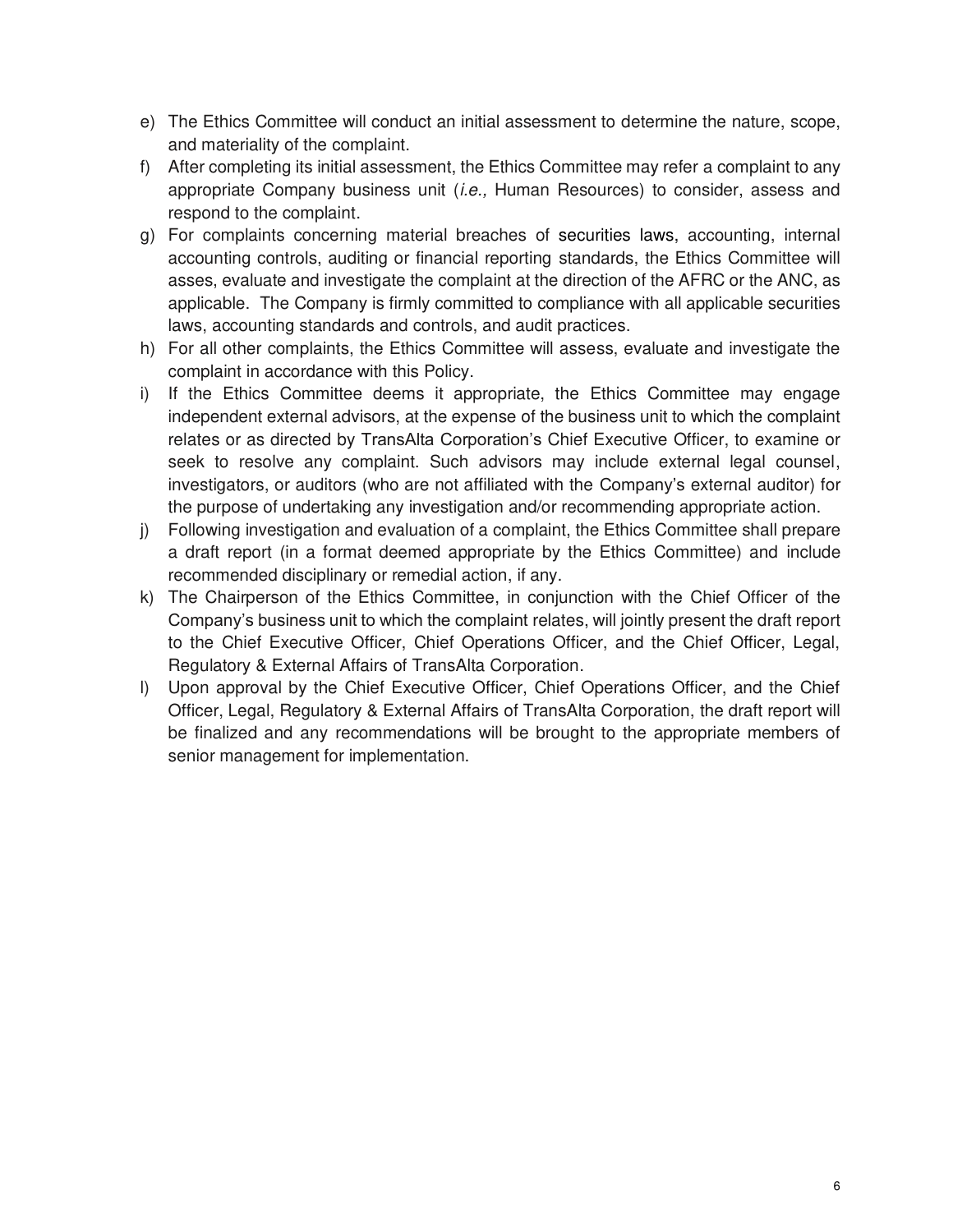e) The Ethics Committee will conduct an initial assessment to determine the nature, scope, and materiality of the complaint.

f) After completing its initial assessment, the Ethics Committee may refer a complaint to any appropriate Company business unit (*i.e.,* Human Resources) to consider, assess and respond to the complaint.

g) For complaints concerning material breaches of securities laws, accounting, internal accounting controls, auditing or financial reporting standards, the Ethics Committee will asses, evaluate and investigate the complaint at the direction of the AFRC or the ANC, as applicable. The Company is firmly committed to compliance with all applicable securities laws, accounting standards and controls, and audit practices.

h) For all other complaints, the Ethics Committee will assess, evaluate and investigate the complaint in accordance with this Policy.

i) If the Ethics Committee deems it appropriate, the Ethics Committee may engage independent external advisors, at the expense of the business unit to which the complaint relates or as directed by TransAlta Corporation's Chief Executive Officer, to examine or seek to resolve any complaint. Such advisors may include external legal counsel, investigators, or auditors (who are not affiliated with the Company's external auditor) for the purpose of undertaking any investigation and/or recommending appropriate action.

j) Following investigation and evaluation of a complaint, the Ethics Committee shall prepare a draft report (in a format deemed appropriate by the Ethics Committee) and include recommended disciplinary or remedial action, if any.

k) The Chairperson of the Ethics Committee, in conjunction with the Chief Officer of the Company's business unit to which the complaint relates, will jointly present the draft report to the Chief Executive Officer, Chief Operations Officer, and the Chief Officer, Legal, Regulatory & External Affairs of TransAlta Corporation.

l) Upon approval by the Chief Executive Officer, Chief Operations Officer, and the Chief Officer, Legal, Regulatory & External Affairs of TransAlta Corporation, the draft report will be finalized and any recommendations will be brought to the appropriate members of senior management for implementation.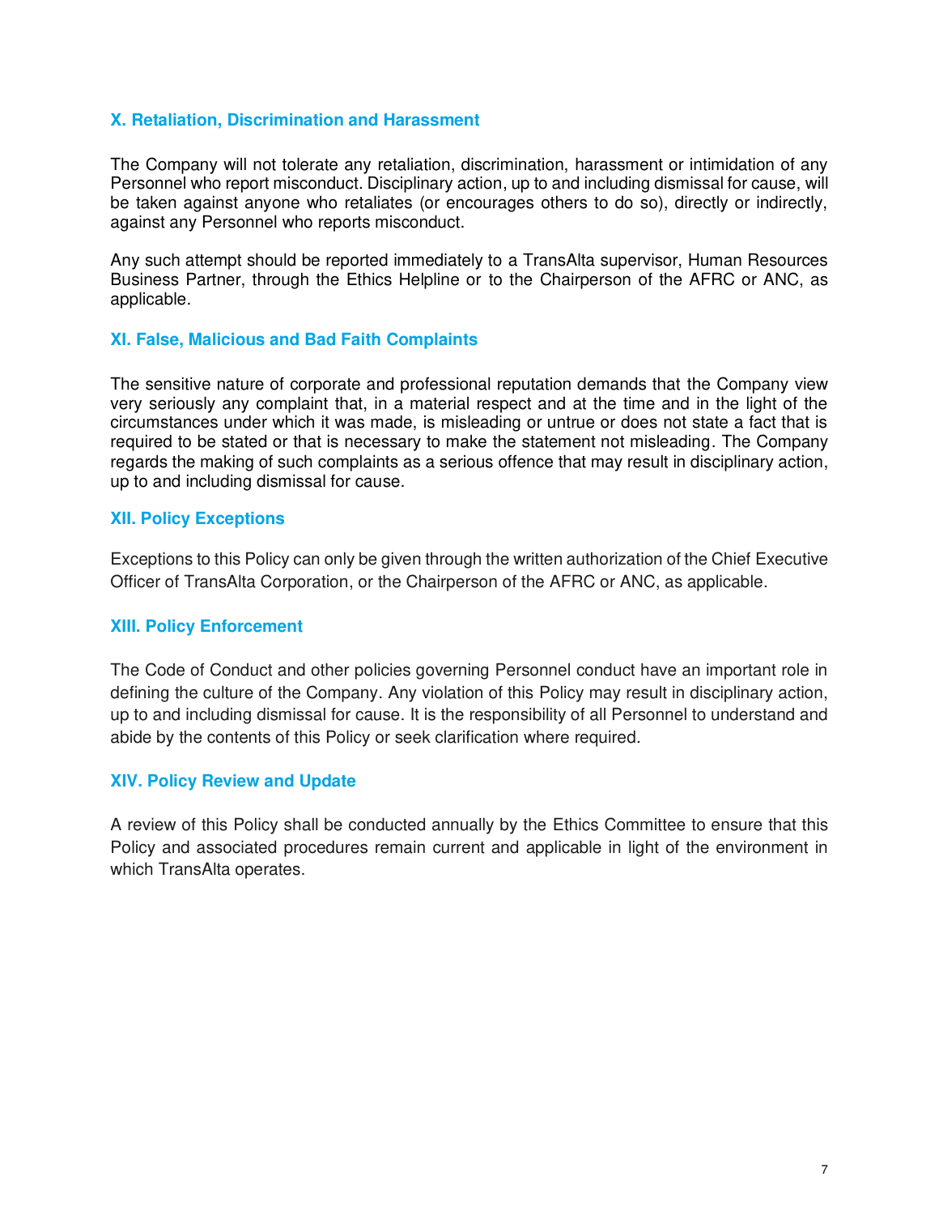### X. Retaliation, Discrimination and Harassment

The Company will not tolerate any retaliation, discrimination, harassment or intimidation of any Personnel who report misconduct. Disciplinary action, up to and including dismissal for cause, will be taken against anyone who retaliates (or encourages others to do so), directly or indirectly, against any Personnel who reports misconduct.

Any such attempt should be reported immediately to a TransAlta supervisor, Human Resources Business Partner, through the Ethics Helpline or to the Chairperson of the AFRC or ANC, as applicable.

### XI. False, Malicious and Bad Faith Complaints

The sensitive nature of corporate and professional reputation demands that the Company view very seriously any complaint that, in a material respect and at the time and in the light of the circumstances under which it was made, is misleading or untrue or does not state a fact that is required to be stated or that is necessary to make the statement not misleading. The Company regards the making of such complaints as a serious offence that may result in disciplinary action, up to and including dismissal for cause.

### XII. Policy Exceptions

Exceptions to this Policy can only be given through the written authorization of the Chief Executive Officer of TransAlta Corporation, or the Chairperson of the AFRC or ANC, as applicable.

### XIII. Policy Enforcement

The Code of Conduct and other policies governing Personnel conduct have an important role in defining the culture of the Company. Any violation of this Policy may result in disciplinary action, up to and including dismissal for cause. It is the responsibility of all Personnel to understand and abide by the contents of this Policy or seek clarification where required.

### XIV. Policy Review and Update

A review of this Policy shall be conducted annually by the Ethics Committee to ensure that this Policy and associated procedures remain current and applicable in light of the environment in which TransAlta operates.